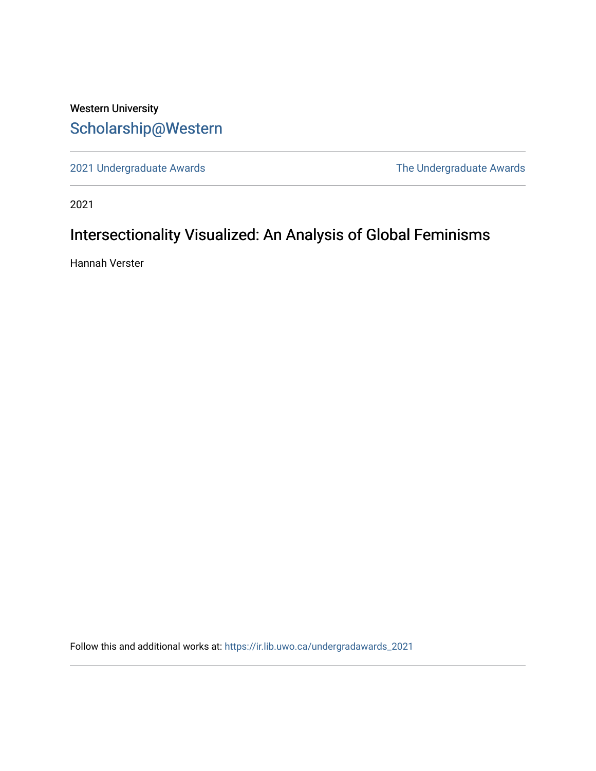Western University

Scholarship@Western

2021 Undergraduate Awards | The Undergraduate Awards

2021

# Intersectionality Visualized: An Analysis of Global Feminisms

Hannah Verster

Follow this and additional works at: https://ir.lib.uwo.ca/undergradawards_2021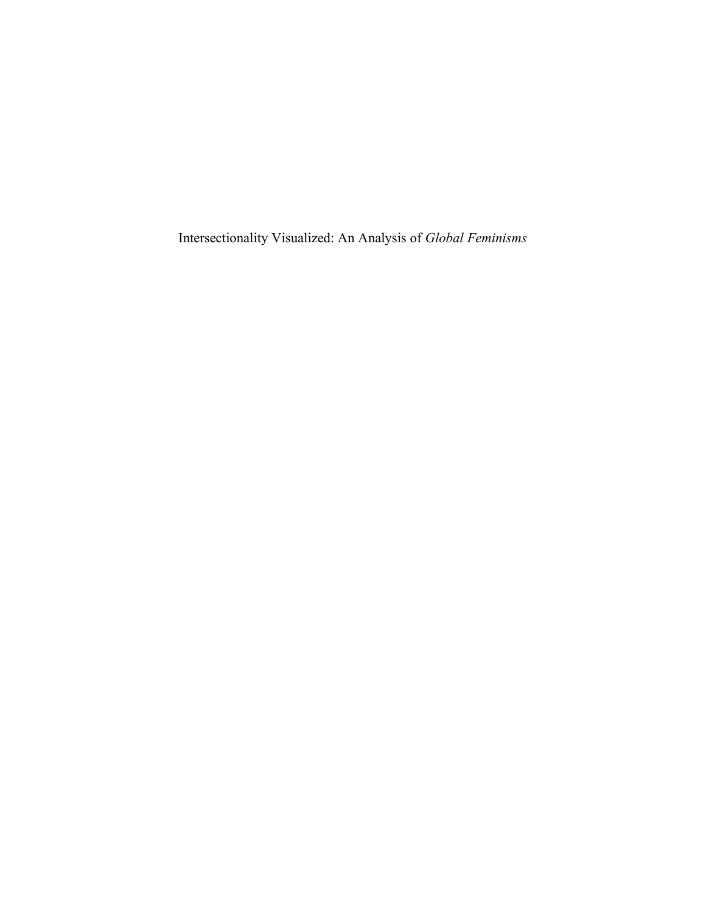# Intersectionality Visualized: An Analysis of *Global Feminisms*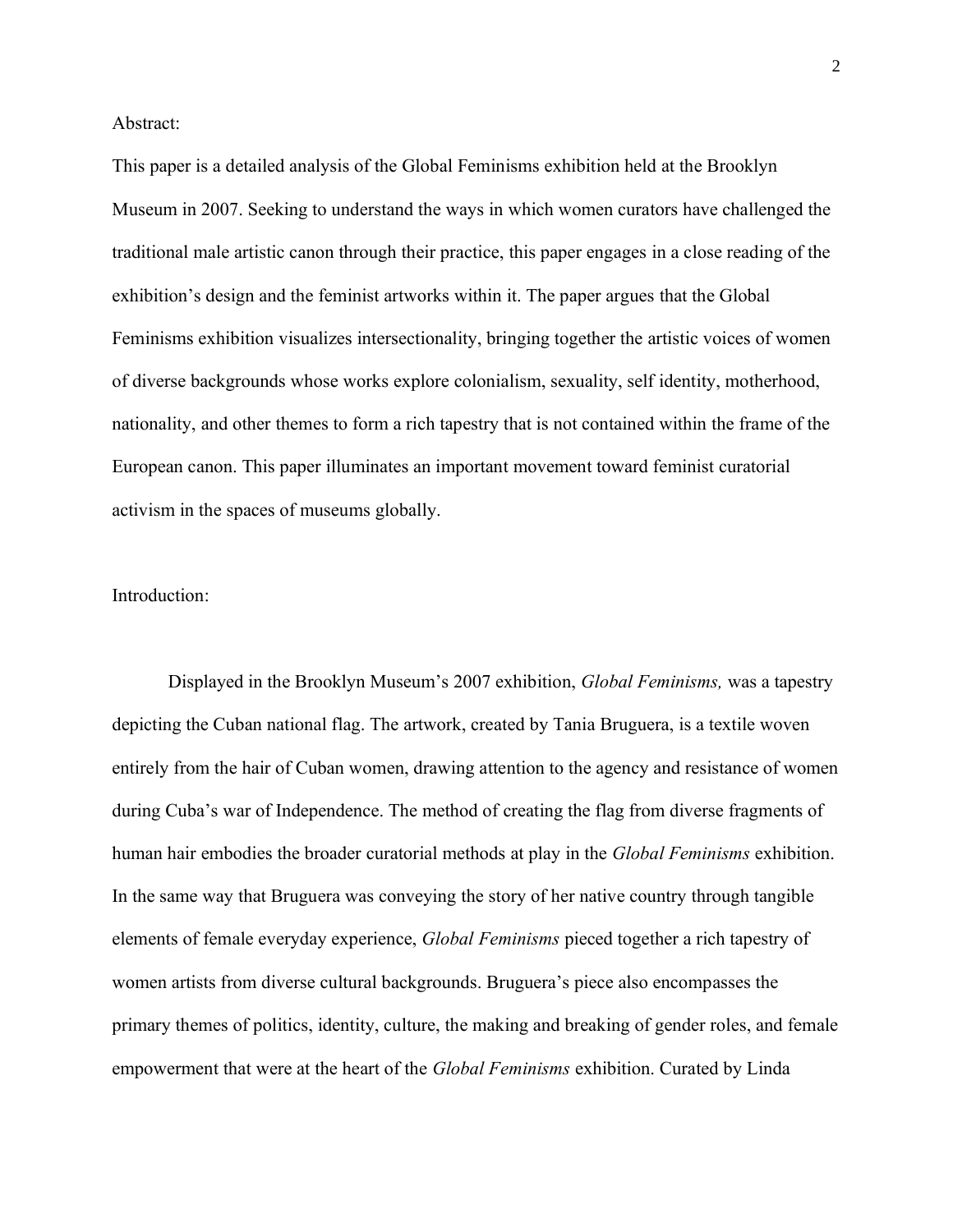Abstract:

This paper is a detailed analysis of the Global Feminisms exhibition held at the Brooklyn Museum in 2007. Seeking to understand the ways in which women curators have challenged the traditional male artistic canon through their practice, this paper engages in a close reading of the exhibition's design and the feminist artworks within it. The paper argues that the Global Feminisms exhibition visualizes intersectionality, bringing together the artistic voices of women of diverse backgrounds whose works explore colonialism, sexuality, self identity, motherhood, nationality, and other themes to form a rich tapestry that is not contained within the frame of the European canon. This paper illuminates an important movement toward feminist curatorial activism in the spaces of museums globally.

Introduction:

Displayed in the Brooklyn Museum's 2007 exhibition, *Global Feminisms,* was a tapestry depicting the Cuban national flag. The artwork, created by Tania Bruguera, is a textile woven entirely from the hair of Cuban women, drawing attention to the agency and resistance of women during Cuba's war of Independence. The method of creating the flag from diverse fragments of human hair embodies the broader curatorial methods at play in the *Global Feminisms* exhibition. In the same way that Bruguera was conveying the story of her native country through tangible elements of female everyday experience, *Global Feminisms* pieced together a rich tapestry of women artists from diverse cultural backgrounds. Bruguera's piece also encompasses the primary themes of politics, identity, culture, the making and breaking of gender roles, and female empowerment that were at the heart of the *Global Feminisms* exhibition. Curated by Linda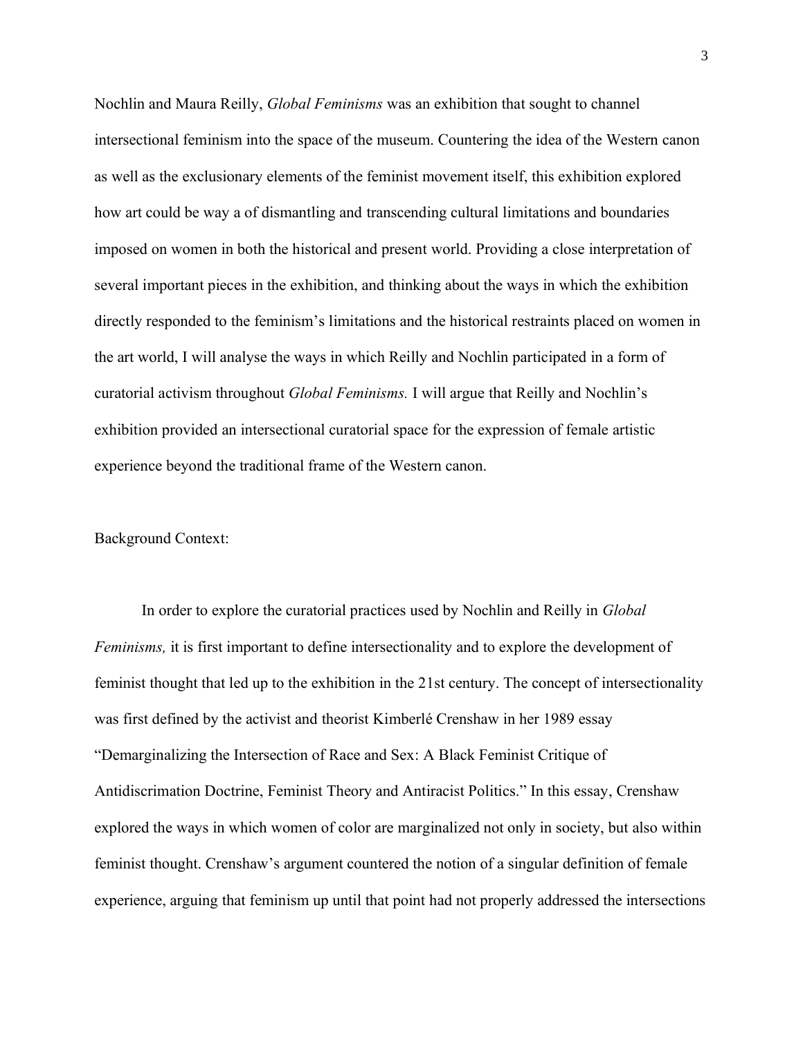Nochlin and Maura Reilly, *Global Feminisms* was an exhibition that sought to channel intersectional feminism into the space of the museum. Countering the idea of the Western canon as well as the exclusionary elements of the feminist movement itself, this exhibition explored how art could be way a of dismantling and transcending cultural limitations and boundaries imposed on women in both the historical and present world. Providing a close interpretation of several important pieces in the exhibition, and thinking about the ways in which the exhibition directly responded to the feminism's limitations and the historical restraints placed on women in the art world, I will analyse the ways in which Reilly and Nochlin participated in a form of curatorial activism throughout *Global Feminisms.* I will argue that Reilly and Nochlin's exhibition provided an intersectional curatorial space for the expression of female artistic experience beyond the traditional frame of the Western canon.

Background Context:

In order to explore the curatorial practices used by Nochlin and Reilly in *Global Feminisms,* it is first important to define intersectionality and to explore the development of feminist thought that led up to the exhibition in the 21st century. The concept of intersectionality was first defined by the activist and theorist Kimberlé Crenshaw in her 1989 essay "Demarginalizing the Intersection of Race and Sex: A Black Feminist Critique of Antidiscrimation Doctrine, Feminist Theory and Antiracist Politics." In this essay, Crenshaw explored the ways in which women of color are marginalized not only in society, but also within feminist thought. Crenshaw's argument countered the notion of a singular definition of female experience, arguing that feminism up until that point had not properly addressed the intersections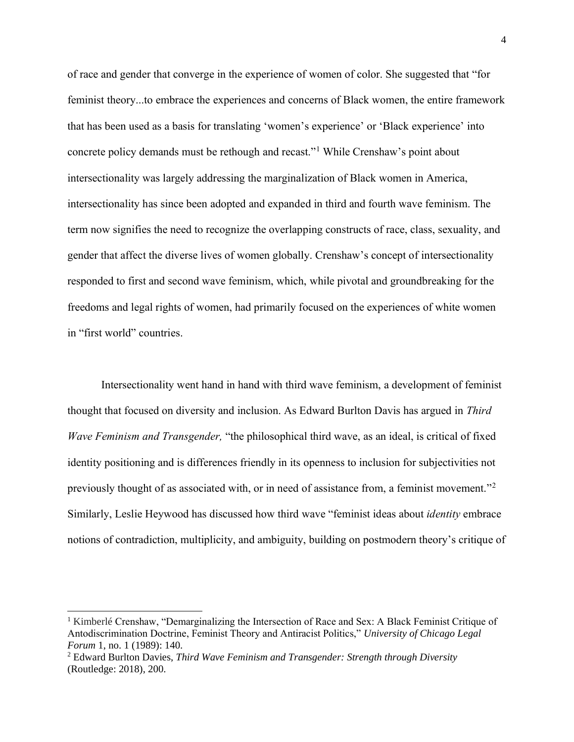of race and gender that converge in the experience of women of color. She suggested that "for feminist theory...to embrace the experiences and concerns of Black women, the entire framework that has been used as a basis for translating 'women's experience' or 'Black experience' into concrete policy demands must be rethough and recast."[1] While Crenshaw's point about intersectionality was largely addressing the marginalization of Black women in America, intersectionality has since been adopted and expanded in third and fourth wave feminism. The term now signifies the need to recognize the overlapping constructs of race, class, sexuality, and gender that affect the diverse lives of women globally. Crenshaw's concept of intersectionality responded to first and second wave feminism, which, while pivotal and groundbreaking for the freedoms and legal rights of women, had primarily focused on the experiences of white women in "first world" countries.

Intersectionality went hand in hand with third wave feminism, a development of feminist thought that focused on diversity and inclusion. As Edward Burlton Davis has argued in *Third Wave Feminism and Transgender,* "the philosophical third wave, as an ideal, is critical of fixed identity positioning and is differences friendly in its openness to inclusion for subjectivities not previously thought of as associated with, or in need of assistance from, a feminist movement."[2] Similarly, Leslie Heywood has discussed how third wave "feminist ideas about *identity* embrace notions of contradiction, multiplicity, and ambiguity, building on postmodern theory's critique of

---

[1] Kimberlé Crenshaw, "Demarginalizing the Intersection of Race and Sex: A Black Feminist Critique of Antodiscrimination Doctrine, Feminist Theory and Antiracist Politics," *University of Chicago Legal Forum* 1, no. 1 (1989): 140.

[2] Edward Burlton Davies, *Third Wave Feminism and Transgender: Strength through Diversity* (Routledge: 2018), 200.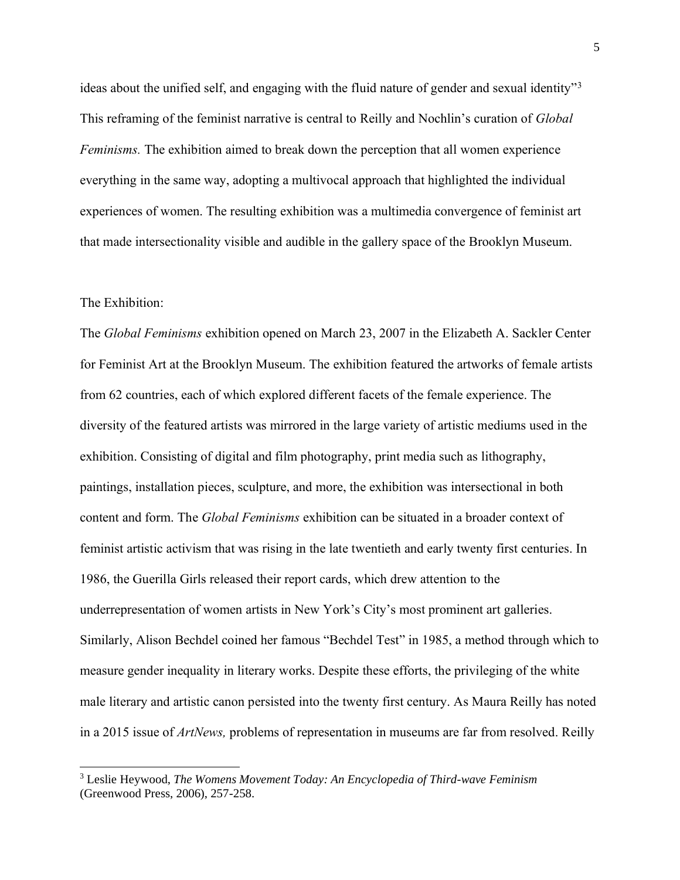ideas about the unified self, and engaging with the fluid nature of gender and sexual identity"[3] This reframing of the feminist narrative is central to Reilly and Nochlin's curation of *Global Feminisms.* The exhibition aimed to break down the perception that all women experience everything in the same way, adopting a multivocal approach that highlighted the individual experiences of women. The resulting exhibition was a multimedia convergence of feminist art that made intersectionality visible and audible in the gallery space of the Brooklyn Museum.

The Exhibition:

The *Global Feminisms* exhibition opened on March 23, 2007 in the Elizabeth A. Sackler Center for Feminist Art at the Brooklyn Museum. The exhibition featured the artworks of female artists from 62 countries, each of which explored different facets of the female experience. The diversity of the featured artists was mirrored in the large variety of artistic mediums used in the exhibition. Consisting of digital and film photography, print media such as lithography, paintings, installation pieces, sculpture, and more, the exhibition was intersectional in both content and form. The *Global Feminisms* exhibition can be situated in a broader context of feminist artistic activism that was rising in the late twentieth and early twenty first centuries. In 1986, the Guerilla Girls released their report cards, which drew attention to the underrepresentation of women artists in New York's City's most prominent art galleries. Similarly, Alison Bechdel coined her famous "Bechdel Test" in 1985, a method through which to measure gender inequality in literary works. Despite these efforts, the privileging of the white male literary and artistic canon persisted into the twenty first century. As Maura Reilly has noted in a 2015 issue of *ArtNews,* problems of representation in museums are far from resolved. Reilly

[3] Leslie Heywood, *The Womens Movement Today: An Encyclopedia of Third-wave Feminism* (Greenwood Press, 2006), 257-258.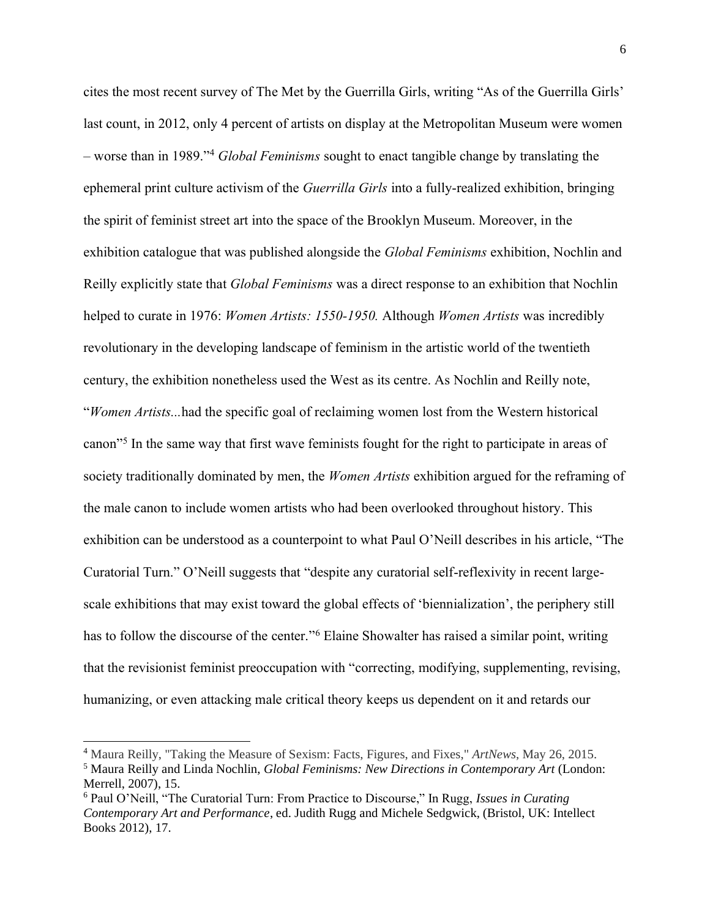cites the most recent survey of The Met by the Guerrilla Girls, writing "As of the Guerrilla Girls' last count, in 2012, only 4 percent of artists on display at the Metropolitan Museum were women – worse than in 1989."[4] *Global Feminisms* sought to enact tangible change by translating the ephemeral print culture activism of the *Guerrilla Girls* into a fully-realized exhibition, bringing the spirit of feminist street art into the space of the Brooklyn Museum. Moreover, in the exhibition catalogue that was published alongside the *Global Feminisms* exhibition, Nochlin and Reilly explicitly state that *Global Feminisms* was a direct response to an exhibition that Nochlin helped to curate in 1976: *Women Artists: 1550-1950.* Although *Women Artists* was incredibly revolutionary in the developing landscape of feminism in the artistic world of the twentieth century, the exhibition nonetheless used the West as its centre. As Nochlin and Reilly note, "*Women Artists...*had the specific goal of reclaiming women lost from the Western historical canon"[5] In the same way that first wave feminists fought for the right to participate in areas of society traditionally dominated by men, the *Women Artists* exhibition argued for the reframing of the male canon to include women artists who had been overlooked throughout history. This exhibition can be understood as a counterpoint to what Paul O'Neill describes in his article, "The Curatorial Turn." O'Neill suggests that "despite any curatorial self-reflexivity in recent large-scale exhibitions that may exist toward the global effects of 'biennialization', the periphery still has to follow the discourse of the center."[6] Elaine Showalter has raised a similar point, writing that the revisionist feminist preoccupation with "correcting, modifying, supplementing, revising, humanizing, or even attacking male critical theory keeps us dependent on it and retards our

---

[4] Maura Reilly, "Taking the Measure of Sexism: Facts, Figures, and Fixes," *ArtNews*, May 26, 2015.

[5] Maura Reilly and Linda Nochlin, *Global Feminisms: New Directions in Contemporary Art* (London: Merrell, 2007), 15.

[6] Paul O'Neill, "The Curatorial Turn: From Practice to Discourse," In Rugg, *Issues in Curating Contemporary Art and Performance*, ed. Judith Rugg and Michele Sedgwick, (Bristol, UK: Intellect Books 2012), 17.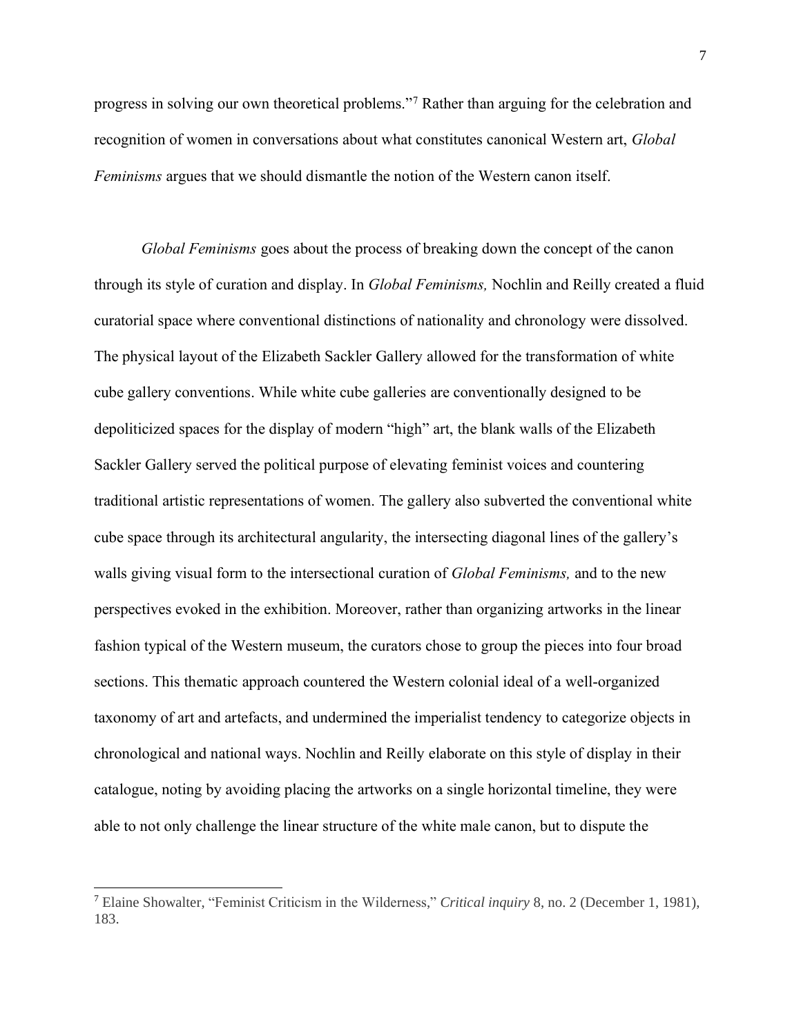progress in solving our own theoretical problems."[7] Rather than arguing for the celebration and recognition of women in conversations about what constitutes canonical Western art, *Global Feminisms* argues that we should dismantle the notion of the Western canon itself.

*Global Feminisms* goes about the process of breaking down the concept of the canon through its style of curation and display. In *Global Feminisms,* Nochlin and Reilly created a fluid curatorial space where conventional distinctions of nationality and chronology were dissolved. The physical layout of the Elizabeth Sackler Gallery allowed for the transformation of white cube gallery conventions. While white cube galleries are conventionally designed to be depoliticized spaces for the display of modern "high" art, the blank walls of the Elizabeth Sackler Gallery served the political purpose of elevating feminist voices and countering traditional artistic representations of women. The gallery also subverted the conventional white cube space through its architectural angularity, the intersecting diagonal lines of the gallery's walls giving visual form to the intersectional curation of *Global Feminisms,* and to the new perspectives evoked in the exhibition. Moreover, rather than organizing artworks in the linear fashion typical of the Western museum, the curators chose to group the pieces into four broad sections. This thematic approach countered the Western colonial ideal of a well-organized taxonomy of art and artefacts, and undermined the imperialist tendency to categorize objects in chronological and national ways. Nochlin and Reilly elaborate on this style of display in their catalogue, noting by avoiding placing the artworks on a single horizontal timeline, they were able to not only challenge the linear structure of the white male canon, but to dispute the

---

[7] Elaine Showalter, "Feminist Criticism in the Wilderness," *Critical inquiry* 8, no. 2 (December 1, 1981), 183.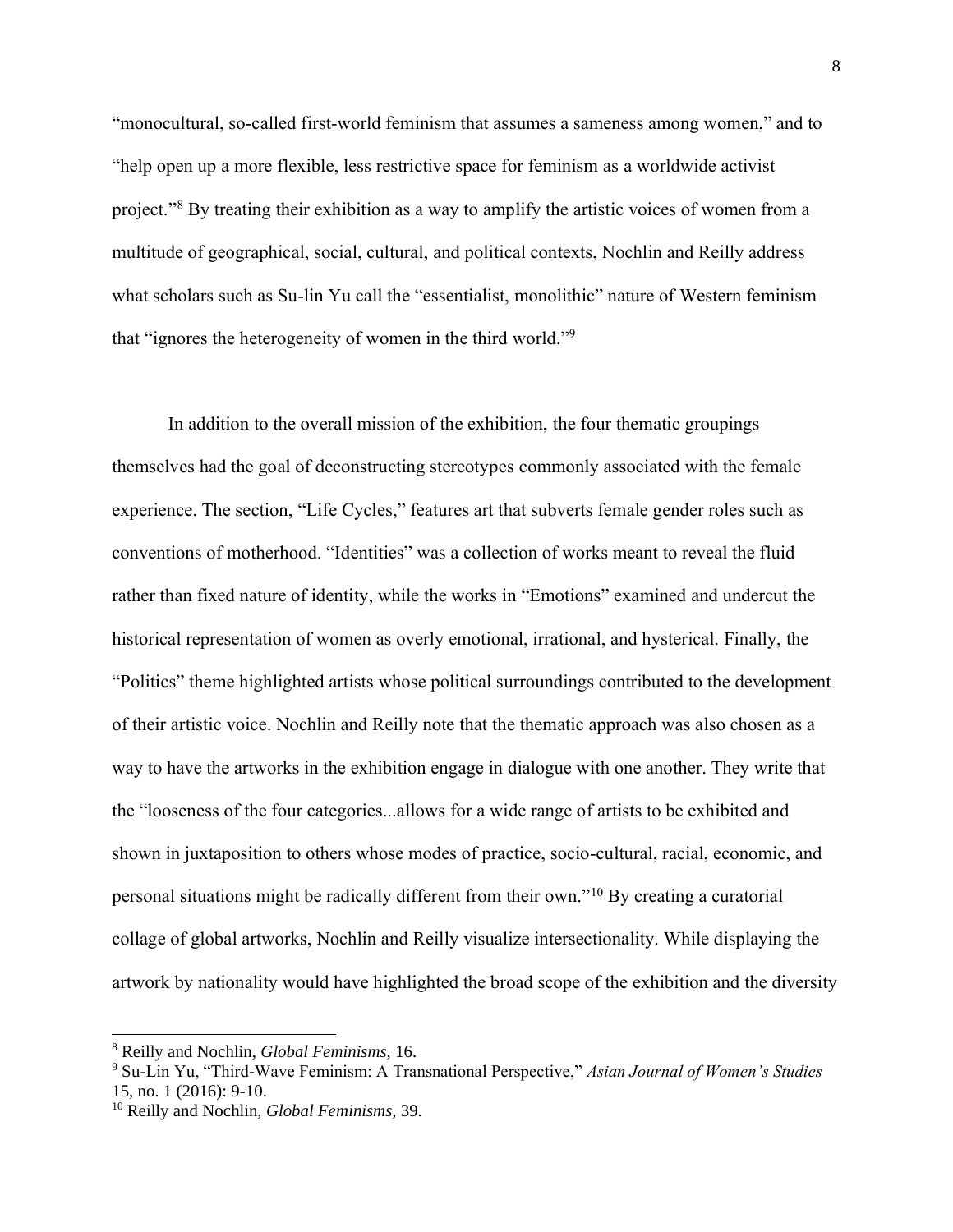"monocultural, so-called first-world feminism that assumes a sameness among women," and to "help open up a more flexible, less restrictive space for feminism as a worldwide activist project."[8] By treating their exhibition as a way to amplify the artistic voices of women from a multitude of geographical, social, cultural, and political contexts, Nochlin and Reilly address what scholars such as Su-lin Yu call the "essentialist, monolithic" nature of Western feminism that "ignores the heterogeneity of women in the third world."[9]

In addition to the overall mission of the exhibition, the four thematic groupings themselves had the goal of deconstructing stereotypes commonly associated with the female experience. The section, "Life Cycles," features art that subverts female gender roles such as conventions of motherhood. "Identities" was a collection of works meant to reveal the fluid rather than fixed nature of identity, while the works in "Emotions" examined and undercut the historical representation of women as overly emotional, irrational, and hysterical. Finally, the "Politics" theme highlighted artists whose political surroundings contributed to the development of their artistic voice. Nochlin and Reilly note that the thematic approach was also chosen as a way to have the artworks in the exhibition engage in dialogue with one another. They write that the "looseness of the four categories...allows for a wide range of artists to be exhibited and shown in juxtaposition to others whose modes of practice, socio-cultural, racial, economic, and personal situations might be radically different from their own."[10] By creating a curatorial collage of global artworks, Nochlin and Reilly visualize intersectionality. While displaying the artwork by nationality would have highlighted the broad scope of the exhibition and the diversity

---

[8] Reilly and Nochlin, *Global Feminisms,* 16.

[9] Su-Lin Yu, "Third-Wave Feminism: A Transnational Perspective," *Asian Journal of Women's Studies* 15, no. 1 (2016): 9-10.

[10] Reilly and Nochlin, *Global Feminisms,* 39.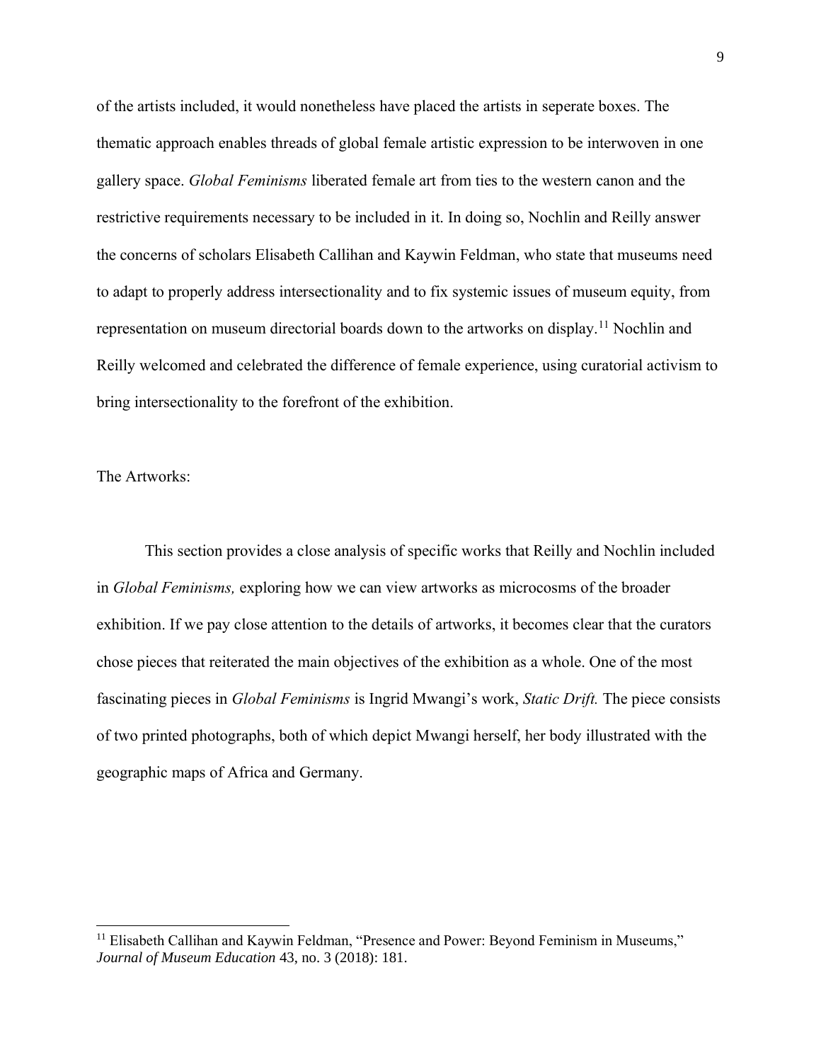of the artists included, it would nonetheless have placed the artists in seperate boxes. The thematic approach enables threads of global female artistic expression to be interwoven in one gallery space. *Global Feminisms* liberated female art from ties to the western canon and the restrictive requirements necessary to be included in it. In doing so, Nochlin and Reilly answer the concerns of scholars Elisabeth Callihan and Kaywin Feldman, who state that museums need to adapt to properly address intersectionality and to fix systemic issues of museum equity, from representation on museum directorial boards down to the artworks on display.[11] Nochlin and Reilly welcomed and celebrated the difference of female experience, using curatorial activism to bring intersectionality to the forefront of the exhibition.

The Artworks:

This section provides a close analysis of specific works that Reilly and Nochlin included in *Global Feminisms,* exploring how we can view artworks as microcosms of the broader exhibition. If we pay close attention to the details of artworks, it becomes clear that the curators chose pieces that reiterated the main objectives of the exhibition as a whole. One of the most fascinating pieces in *Global Feminisms* is Ingrid Mwangi's work, *Static Drift.* The piece consists of two printed photographs, both of which depict Mwangi herself, her body illustrated with the geographic maps of Africa and Germany.

---

[11] Elisabeth Callihan and Kaywin Feldman, "Presence and Power: Beyond Feminism in Museums," *Journal of Museum Education* 43, no. 3 (2018): 181.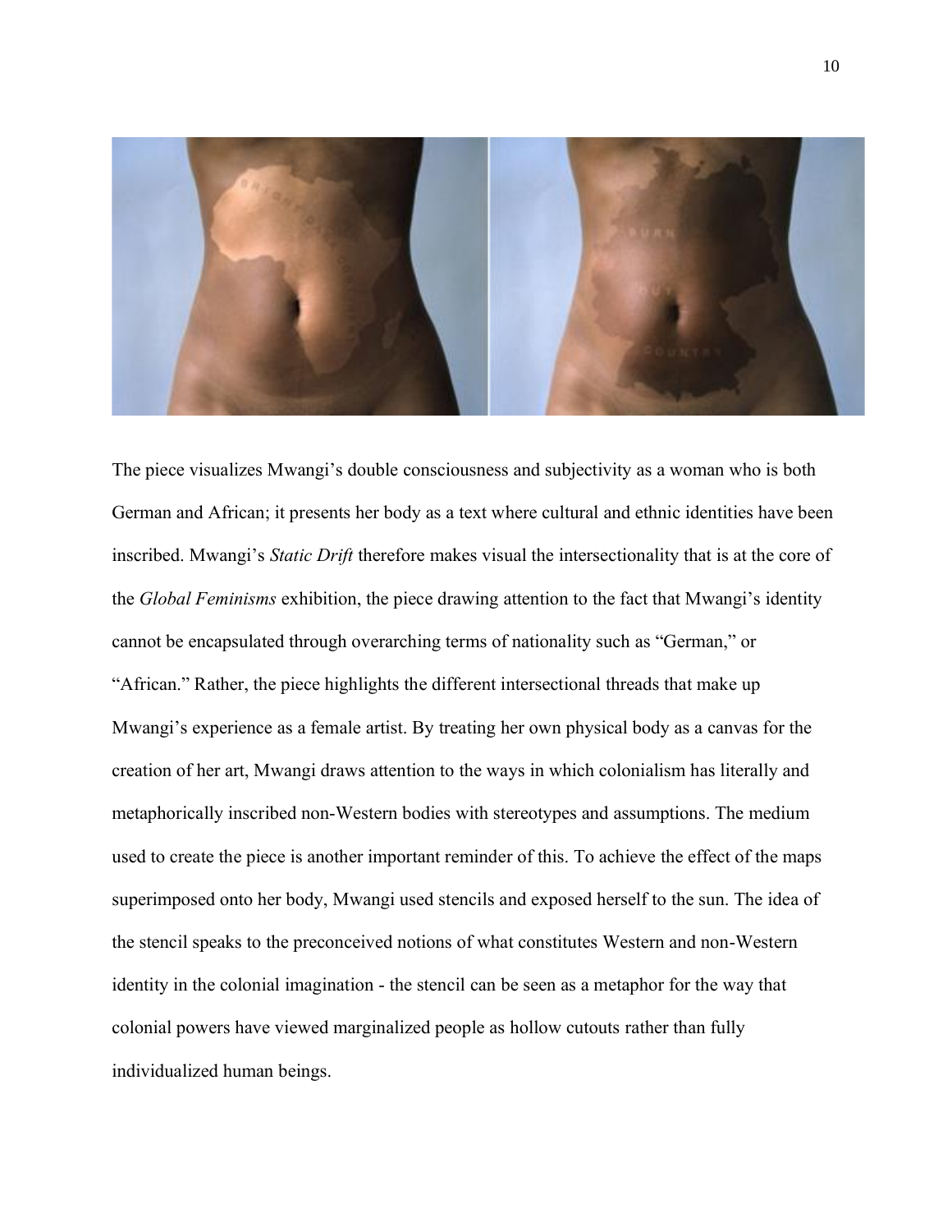The piece visualizes Mwangi's double consciousness and subjectivity as a woman who is both German and African; it presents her body as a text where cultural and ethnic identities have been inscribed. Mwangi's *Static Drift* therefore makes visual the intersectionality that is at the core of the *Global Feminisms* exhibition, the piece drawing attention to the fact that Mwangi's identity cannot be encapsulated through overarching terms of nationality such as "German," or "African." Rather, the piece highlights the different intersectional threads that make up Mwangi's experience as a female artist. By treating her own physical body as a canvas for the creation of her art, Mwangi draws attention to the ways in which colonialism has literally and metaphorically inscribed non-Western bodies with stereotypes and assumptions. The medium used to create the piece is another important reminder of this. To achieve the effect of the maps superimposed onto her body, Mwangi used stencils and exposed herself to the sun. The idea of the stencil speaks to the preconceived notions of what constitutes Western and non-Western identity in the colonial imagination - the stencil can be seen as a metaphor for the way that colonial powers have viewed marginalized people as hollow cutouts rather than fully individualized human beings.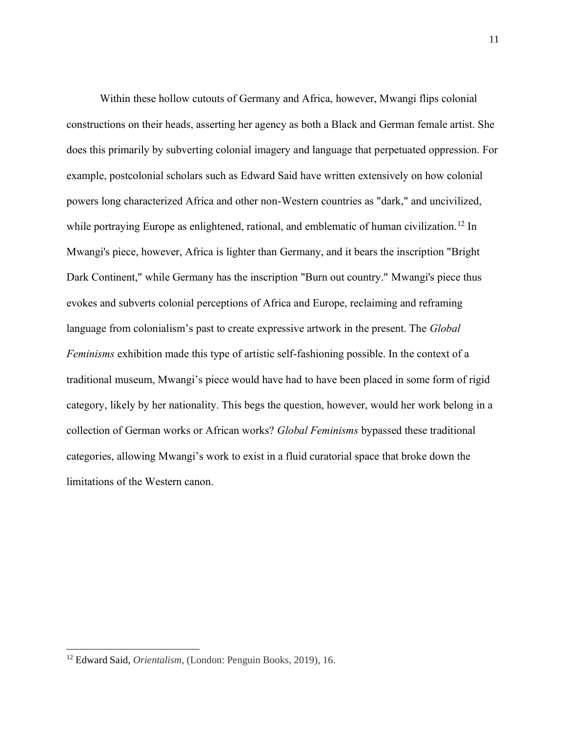Within these hollow cutouts of Germany and Africa, however, Mwangi flips colonial constructions on their heads, asserting her agency as both a Black and German female artist. She does this primarily by subverting colonial imagery and language that perpetuated oppression. For example, postcolonial scholars such as Edward Said have written extensively on how colonial powers long characterized Africa and other non-Western countries as "dark," and uncivilized, while portraying Europe as enlightened, rational, and emblematic of human civilization.[12] In Mwangi's piece, however, Africa is lighter than Germany, and it bears the inscription "Bright Dark Continent," while Germany has the inscription "Burn out country." Mwangi's piece thus evokes and subverts colonial perceptions of Africa and Europe, reclaiming and reframing language from colonialism's past to create expressive artwork in the present. The *Global Feminisms* exhibition made this type of artistic self-fashioning possible. In the context of a traditional museum, Mwangi's piece would have had to have been placed in some form of rigid category, likely by her nationality. This begs the question, however, would her work belong in a collection of German works or African works? *Global Feminisms* bypassed these traditional categories, allowing Mwangi's work to exist in a fluid curatorial space that broke down the limitations of the Western canon.

---

[12] Edward Said, *Orientalism*, (London: Penguin Books, 2019), 16.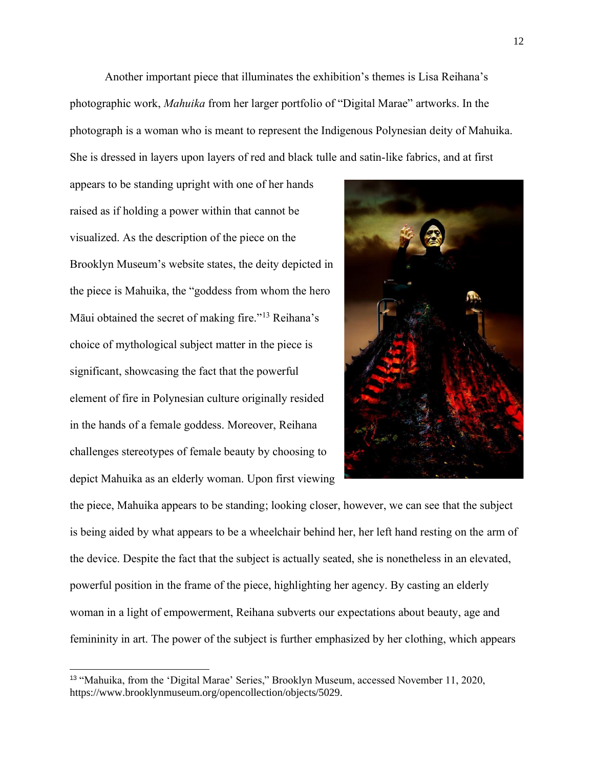Another important piece that illuminates the exhibition's themes is Lisa Reihana's photographic work, *Mahuika* from her larger portfolio of "Digital Marae" artworks. In the photograph is a woman who is meant to represent the Indigenous Polynesian deity of Mahuika. She is dressed in layers upon layers of red and black tulle and satin-like fabrics, and at first appears to be standing upright with one of her hands raised as if holding a power within that cannot be visualized. As the description of the piece on the Brooklyn Museum's website states, the deity depicted in the piece is Mahuika, the "goddess from whom the hero Māui obtained the secret of making fire."[13] Reihana's choice of mythological subject matter in the piece is significant, showcasing the fact that the powerful element of fire in Polynesian culture originally resided in the hands of a female goddess. Moreover, Reihana challenges stereotypes of female beauty by choosing to depict Mahuika as an elderly woman. Upon first viewing the piece, Mahuika appears to be standing; looking closer, however, we can see that the subject is being aided by what appears to be a wheelchair behind her, her left hand resting on the arm of the device. Despite the fact that the subject is actually seated, she is nonetheless in an elevated, powerful position in the frame of the piece, highlighting her agency. By casting an elderly woman in a light of empowerment, Reihana subverts our expectations about beauty, age and femininity in art. The power of the subject is further emphasized by her clothing, which appears

---

[13] "Mahuika, from the 'Digital Marae' Series," Brooklyn Museum, accessed November 11, 2020, https://www.brooklynmuseum.org/opencollection/objects/5029.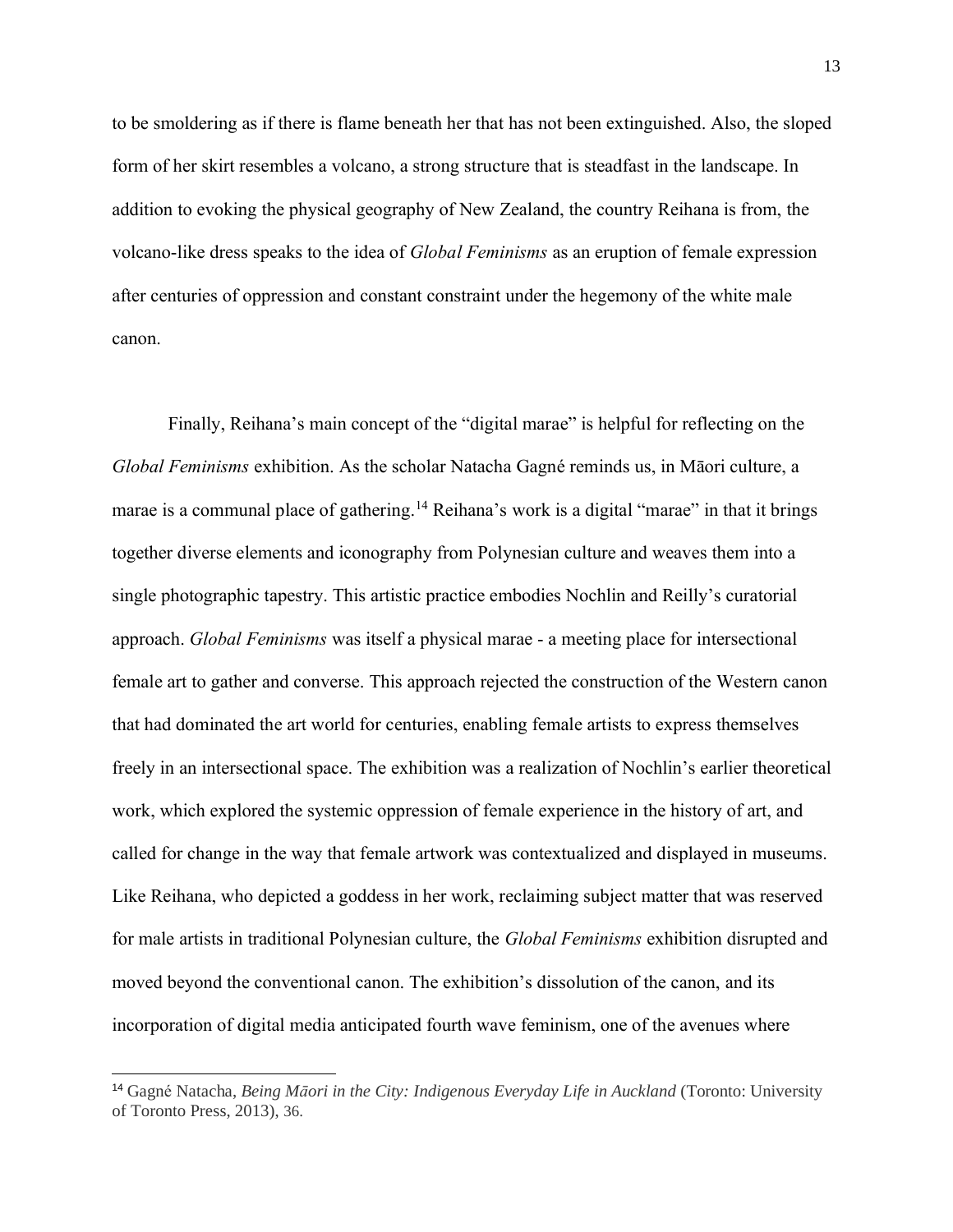to be smoldering as if there is flame beneath her that has not been extinguished. Also, the sloped form of her skirt resembles a volcano, a strong structure that is steadfast in the landscape. In addition to evoking the physical geography of New Zealand, the country Reihana is from, the volcano-like dress speaks to the idea of *Global Feminisms* as an eruption of female expression after centuries of oppression and constant constraint under the hegemony of the white male canon.

Finally, Reihana's main concept of the "digital marae" is helpful for reflecting on the *Global Feminisms* exhibition. As the scholar Natacha Gagné reminds us, in Māori culture, a marae is a communal place of gathering.[14] Reihana's work is a digital "marae" in that it brings together diverse elements and iconography from Polynesian culture and weaves them into a single photographic tapestry. This artistic practice embodies Nochlin and Reilly's curatorial approach. *Global Feminisms* was itself a physical marae - a meeting place for intersectional female art to gather and converse. This approach rejected the construction of the Western canon that had dominated the art world for centuries, enabling female artists to express themselves freely in an intersectional space. The exhibition was a realization of Nochlin's earlier theoretical work, which explored the systemic oppression of female experience in the history of art, and called for change in the way that female artwork was contextualized and displayed in museums. Like Reihana, who depicted a goddess in her work, reclaiming subject matter that was reserved for male artists in traditional Polynesian culture, the *Global Feminisms* exhibition disrupted and moved beyond the conventional canon. The exhibition's dissolution of the canon, and its incorporation of digital media anticipated fourth wave feminism, one of the avenues where

[14] Gagné Natacha, *Being Māori in the City: Indigenous Everyday Life in Auckland* (Toronto: University of Toronto Press, 2013), 36.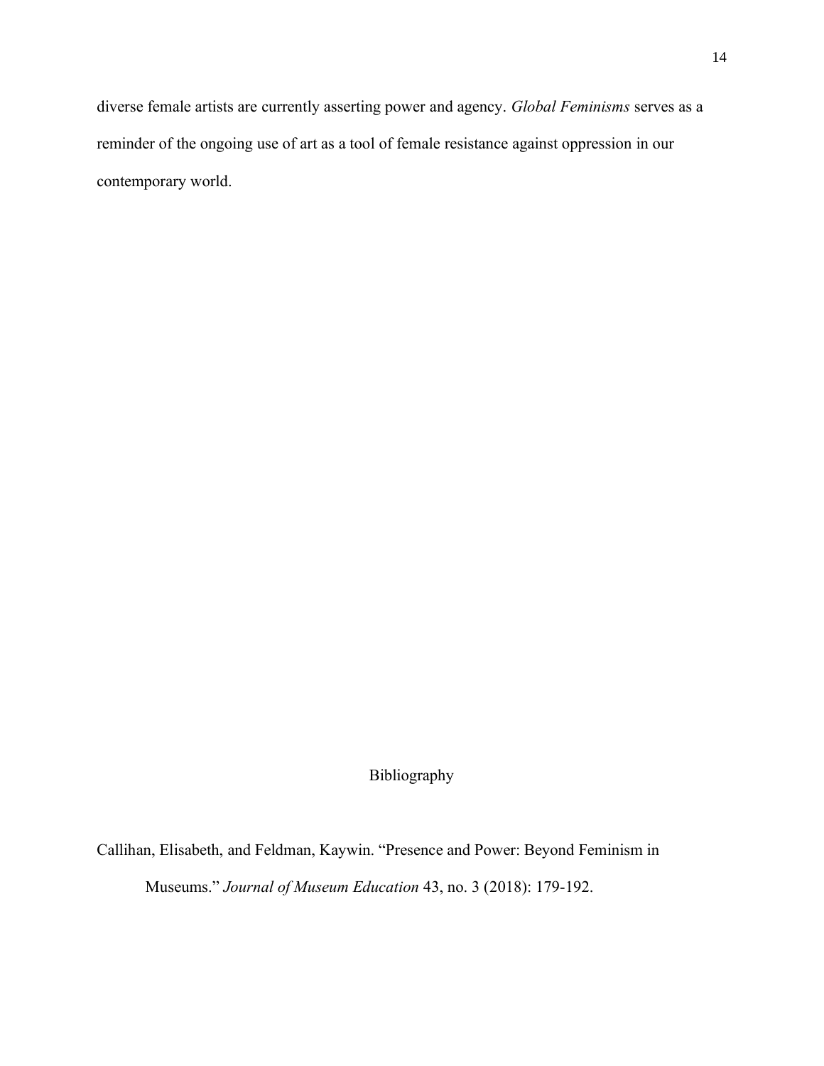diverse female artists are currently asserting power and agency. *Global Feminisms* serves as a reminder of the ongoing use of art as a tool of female resistance against oppression in our contemporary world.

## Bibliography

Callihan, Elisabeth, and Feldman, Kaywin. "Presence and Power: Beyond Feminism in Museums." *Journal of Museum Education* 43, no. 3 (2018): 179-192.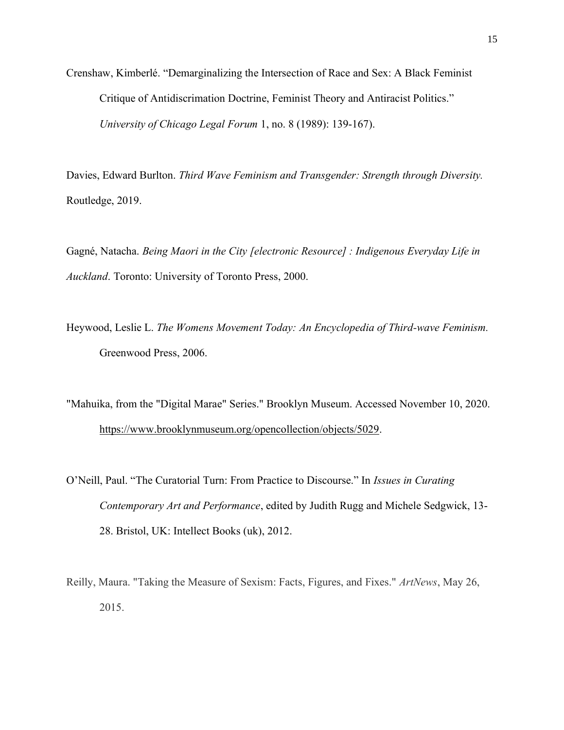Crenshaw, Kimberlé. “Demarginalizing the Intersection of Race and Sex: A Black Feminist Critique of Antidiscrimation Doctrine, Feminist Theory and Antiracist Politics.” *University of Chicago Legal Forum* 1, no. 8 (1989): 139-167).

Davies, Edward Burlton. *Third Wave Feminism and Transgender: Strength through Diversity.* Routledge, 2019.

Gagné, Natacha. *Being Maori in the City [electronic Resource] : Indigenous Everyday Life in Auckland*. Toronto: University of Toronto Press, 2000.

Heywood, Leslie L. *The Womens Movement Today: An Encyclopedia of Third-wave Feminism.* Greenwood Press, 2006.

"Mahuika, from the "Digital Marae" Series." Brooklyn Museum. Accessed November 10, 2020. https://www.brooklynmuseum.org/opencollection/objects/5029.

O’Neill, Paul. “The Curatorial Turn: From Practice to Discourse.” In *Issues in Curating Contemporary Art and Performance*, edited by Judith Rugg and Michele Sedgwick, 13-28. Bristol, UK: Intellect Books (uk), 2012.

Reilly, Maura. "Taking the Measure of Sexism: Facts, Figures, and Fixes." *ArtNews*, May 26, 2015.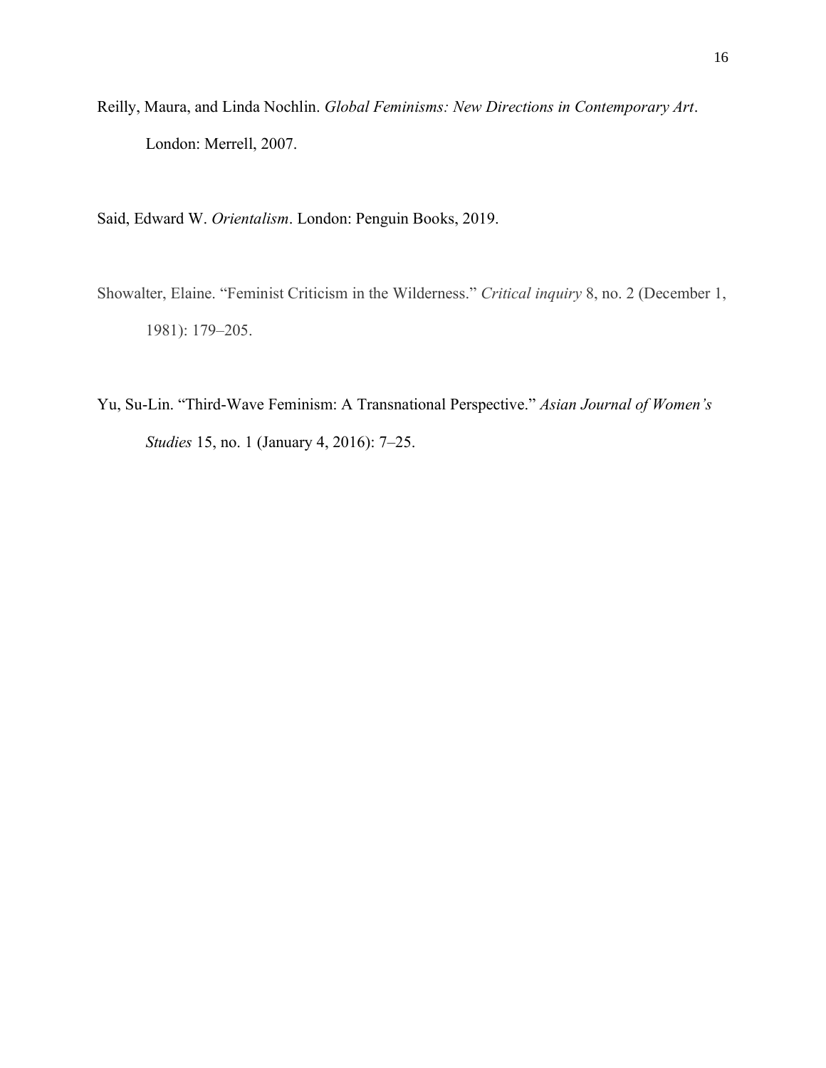Reilly, Maura, and Linda Nochlin. *Global Feminisms: New Directions in Contemporary Art*. London: Merrell, 2007.

Said, Edward W. *Orientalism*. London: Penguin Books, 2019.

Showalter, Elaine. "Feminist Criticism in the Wilderness." *Critical inquiry* 8, no. 2 (December 1, 1981): 179–205.

Yu, Su-Lin. "Third-Wave Feminism: A Transnational Perspective." *Asian Journal of Women's Studies* 15, no. 1 (January 4, 2016): 7–25.